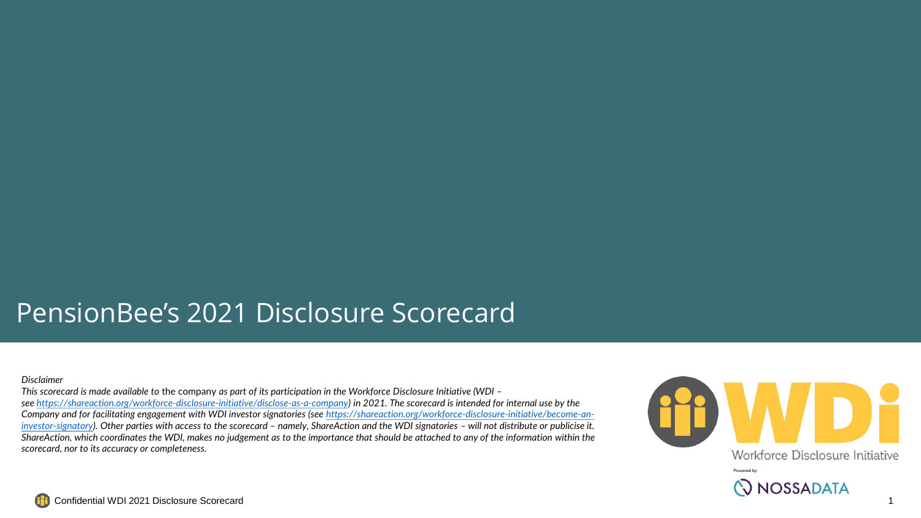# PensionBee's 2021 Disclosure Scorecard

*Disclaimer*

*This scorecard is made available to* the company *as part of its participation in the Workforce Disclosure Initiative (WDI – see [https://shareaction.org/workforce-disclosure-initiative/disclose-as-a-company](https://shareaction.org/workforce-disclosure-initiative/disclose-as-a-company)) in 2021. The scorecard is intended for internal use by the Company and for facilitating engagement with WDI investor signatories (see [https://shareaction.org/workforce-disclosure-initiative/become-an-investor-signatory](https://shareaction.org/workforce-disclosure-initiative/become-an-investor-signatory)). Other parties with access to the scorecard – namely, ShareAction and the WDI signatories – will not distribute or publicise it. ShareAction, which coordinates the WDI, makes no judgement as to the importance that should be attached to any of the information within the scorecard, nor to its accuracy or completeness.*

WDi

Workforce Disclosure Initiative

Powered by

NOSSADATA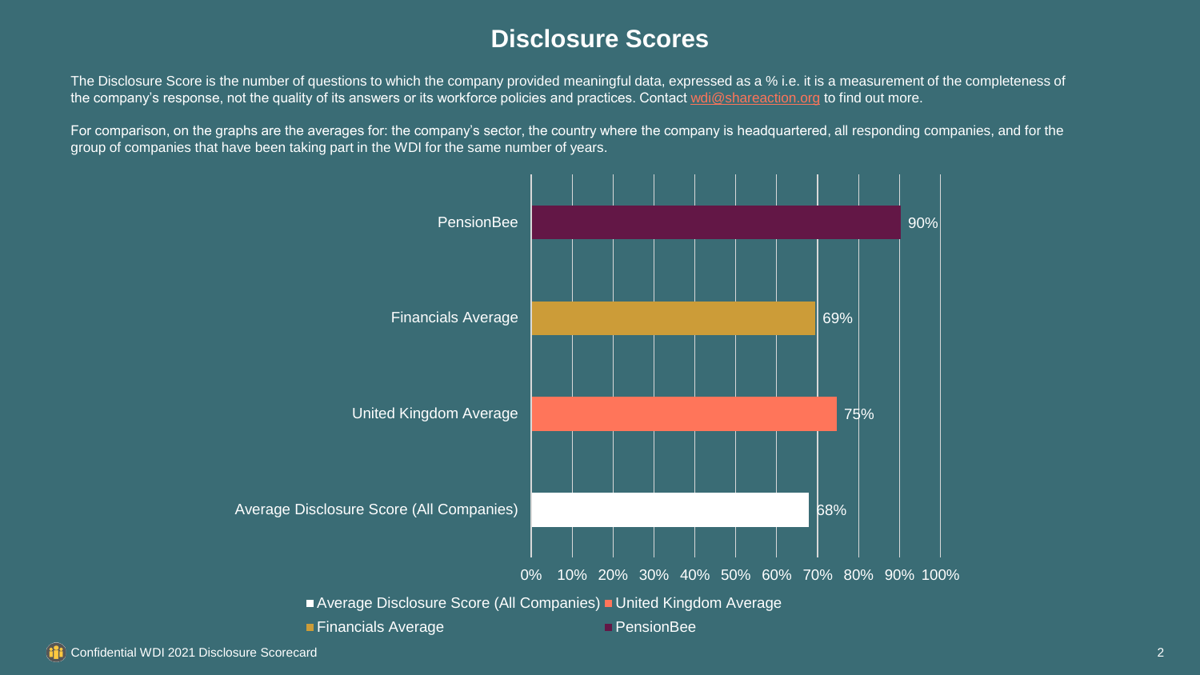# Disclosure Scores

The Disclosure Score is the number of questions to which the company provided meaningful data, expressed as a % i.e. it is a measurement of the completeness of the company's response, not the quality of its answers or its workforce policies and practices. Contact wdi@shareaction.org to find out more.

For comparison, on the graphs are the averages for: the company's sector, the country where the company is headquartered, all responding companies, and for the group of companies that have been taking part in the WDI for the same number of years.

PensionBee 90%

Financials Average 69%

United Kingdom Average 75%

Average Disclosure Score (All Companies) 68%

0% 10% 20% 30% 40% 50% 60% 70% 80% 90% 100%

Average Disclosure Score (All Companies), United Kingdom Average, Financials Average, PensionBee

Confidential WDI 2021 Disclosure Scorecard